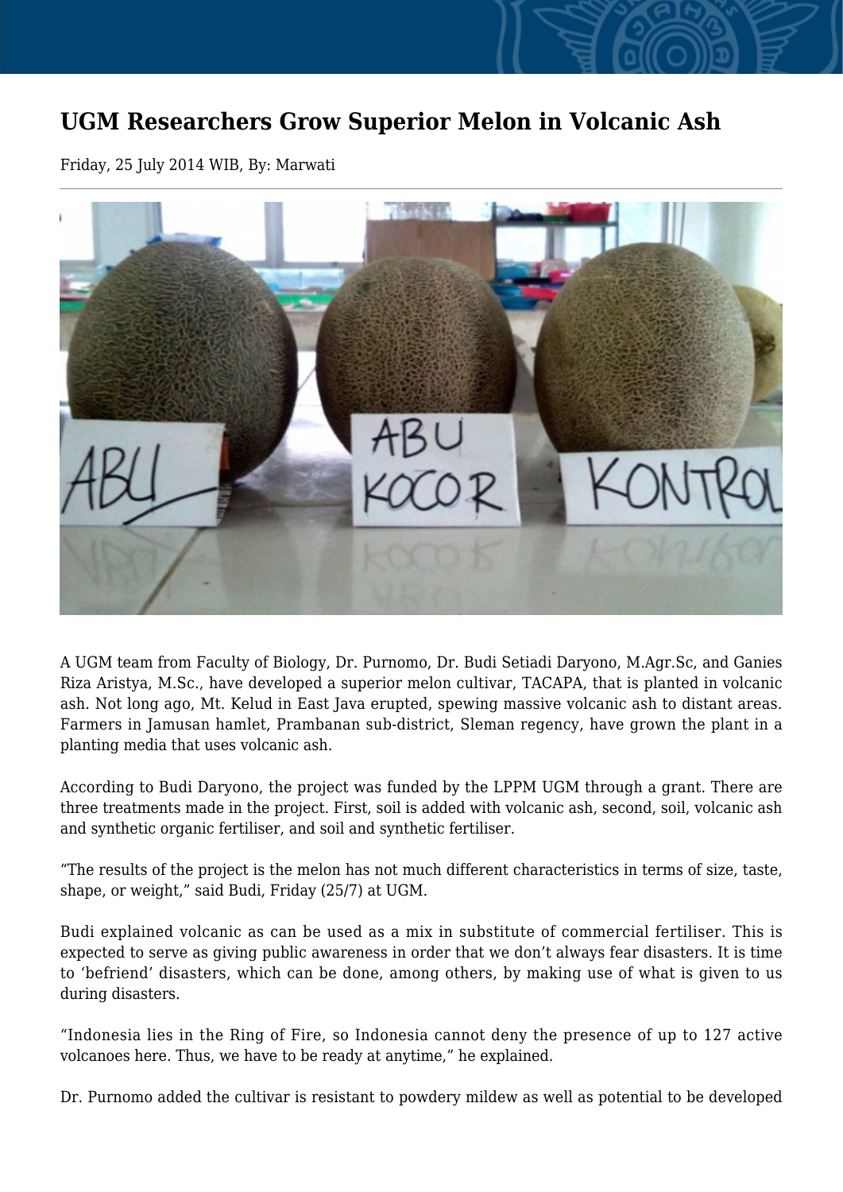# UGM Researchers Grow Superior Melon in Volcanic Ash

Friday, 25 July 2014 WIB, By: Marwati

---

A UGM team from Faculty of Biology, Dr. Purnomo, Dr. Budi Setiadi Daryono, M.Agr.Sc, and Ganies Riza Aristya, M.Sc., have developed a superior melon cultivar, TACAPA, that is planted in volcanic ash. Not long ago, Mt. Kelud in East Java erupted, spewing massive volcanic ash to distant areas. Farmers in Jamusan hamlet, Prambanan sub-district, Sleman regency, have grown the plant in a planting media that uses volcanic ash.

According to Budi Daryono, the project was funded by the LPPM UGM through a grant. There are three treatments made in the project. First, soil is added with volcanic ash, second, soil, volcanic ash and synthetic organic fertiliser, and soil and synthetic fertiliser.

"The results of the project is the melon has not much different characteristics in terms of size, taste, shape, or weight," said Budi, Friday (25/7) at UGM.

Budi explained volcanic as can be used as a mix in substitute of commercial fertiliser. This is expected to serve as giving public awareness in order that we don't always fear disasters. It is time to 'befriend' disasters, which can be done, among others, by making use of what is given to us during disasters.

"Indonesia lies in the Ring of Fire, so Indonesia cannot deny the presence of up to 127 active volcanoes here. Thus, we have to be ready at anytime," he explained.

Dr. Purnomo added the cultivar is resistant to powdery mildew as well as potential to be developed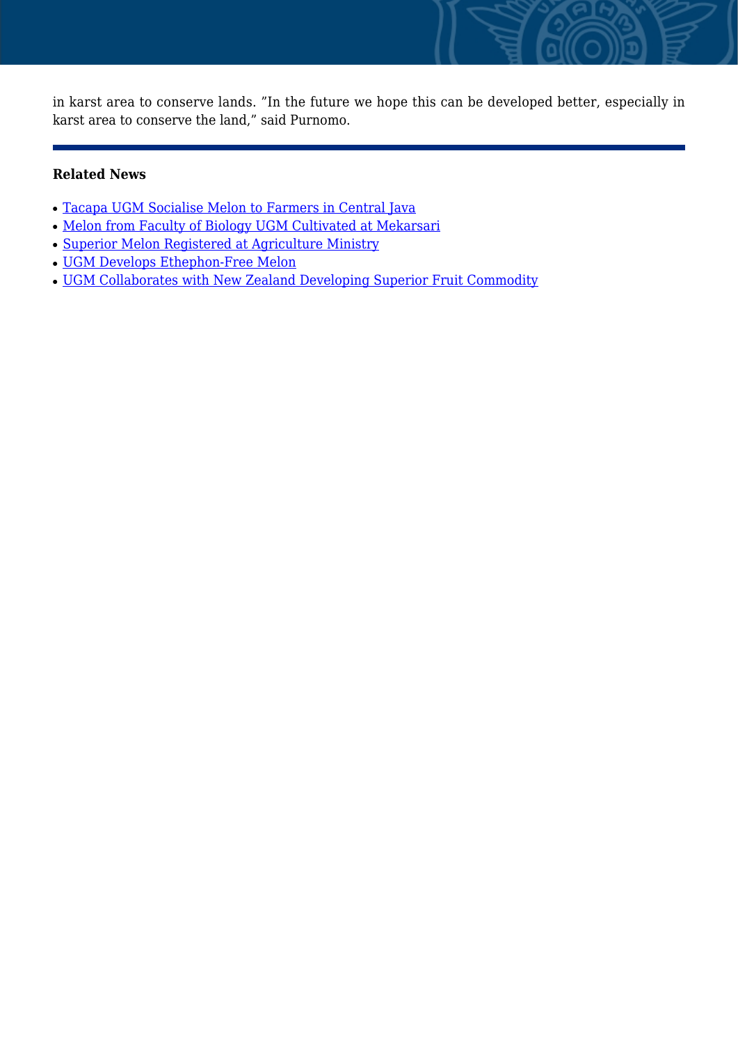in karst area to conserve lands. "In the future we hope this can be developed better, especially in karst area to conserve the land," said Purnomo.

---

**Related News**

- Tacapa UGM Socialise Melon to Farmers in Central Java
- Melon from Faculty of Biology UGM Cultivated at Mekarsari
- Superior Melon Registered at Agriculture Ministry
- UGM Develops Ethephon-Free Melon
- UGM Collaborates with New Zealand Developing Superior Fruit Commodity